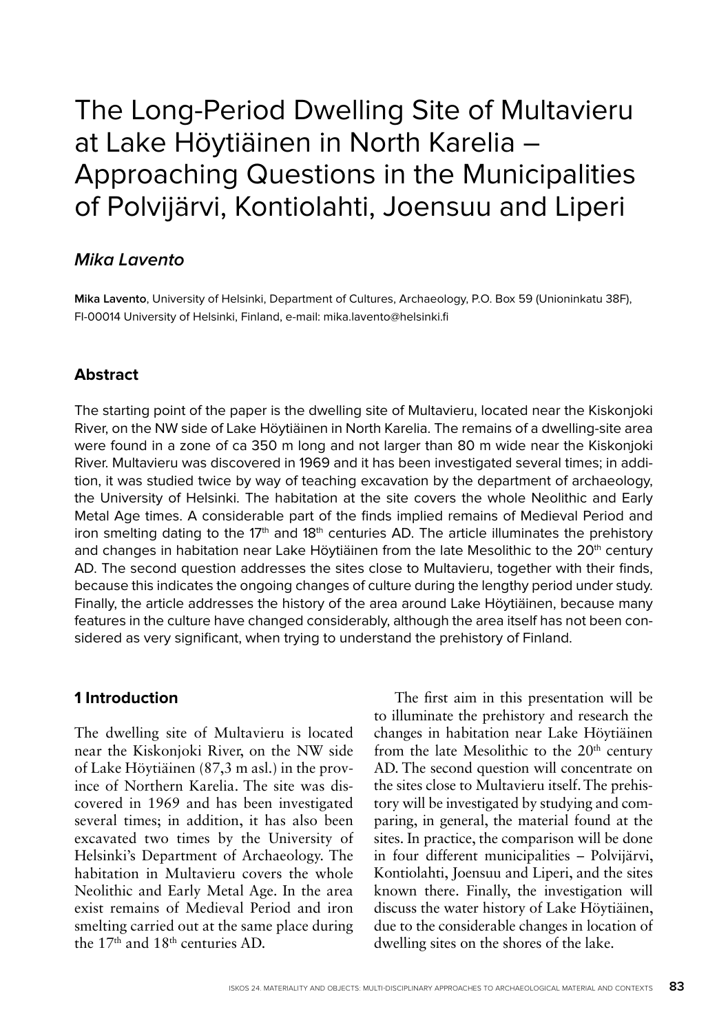# The Long-Period Dwelling Site of Multavieru at Lake Höytiäinen in North Karelia – Approaching Questions in the Municipalities of Polvijärvi, Kontiolahti, Joensuu and Liperi

***Mika Lavento***

**Mika Lavento**, University of Helsinki, Department of Cultures, Archaeology, P.O. Box 59 (Unioninkatu 38F), FI-00014 University of Helsinki, Finland, e-mail: mika.lavento@helsinki.fi

## Abstract

The starting point of the paper is the dwelling site of Multavieru, located near the Kiskonjoki River, on the NW side of Lake Höytiäinen in North Karelia. The remains of a dwelling-site area were found in a zone of ca 350 m long and not larger than 80 m wide near the Kiskonjoki River. Multavieru was discovered in 1969 and it has been investigated several times; in addition, it was studied twice by way of teaching excavation by the department of archaeology, the University of Helsinki. The habitation at the site covers the whole Neolithic and Early Metal Age times. A considerable part of the finds implied remains of Medieval Period and iron smelting dating to the 17th and 18th centuries AD. The article illuminates the prehistory and changes in habitation near Lake Höytiäinen from the late Mesolithic to the 20th century AD. The second question addresses the sites close to Multavieru, together with their finds, because this indicates the ongoing changes of culture during the lengthy period under study. Finally, the article addresses the history of the area around Lake Höytiäinen, because many features in the culture have changed considerably, although the area itself has not been considered as very significant, when trying to understand the prehistory of Finland.

## 1 Introduction

The dwelling site of Multavieru is located near the Kiskonjoki River, on the NW side of Lake Höytiäinen (87,3 m asl.) in the province of Northern Karelia. The site was discovered in 1969 and has been investigated several times; in addition, it has also been excavated two times by the University of Helsinki's Department of Archaeology. The habitation in Multavieru covers the whole Neolithic and Early Metal Age. In the area exist remains of Medieval Period and iron smelting carried out at the same place during the 17th and 18th centuries AD.

The first aim in this presentation will be to illuminate the prehistory and research the changes in habitation near Lake Höytiäinen from the late Mesolithic to the 20th century AD. The second question will concentrate on the sites close to Multavieru itself. The prehistory will be investigated by studying and comparing, in general, the material found at the sites. In practice, the comparison will be done in four different municipalities – Polvijärvi, Kontiolahti, Joensuu and Liperi, and the sites known there. Finally, the investigation will discuss the water history of Lake Höytiäinen, due to the considerable changes in location of dwelling sites on the shores of the lake.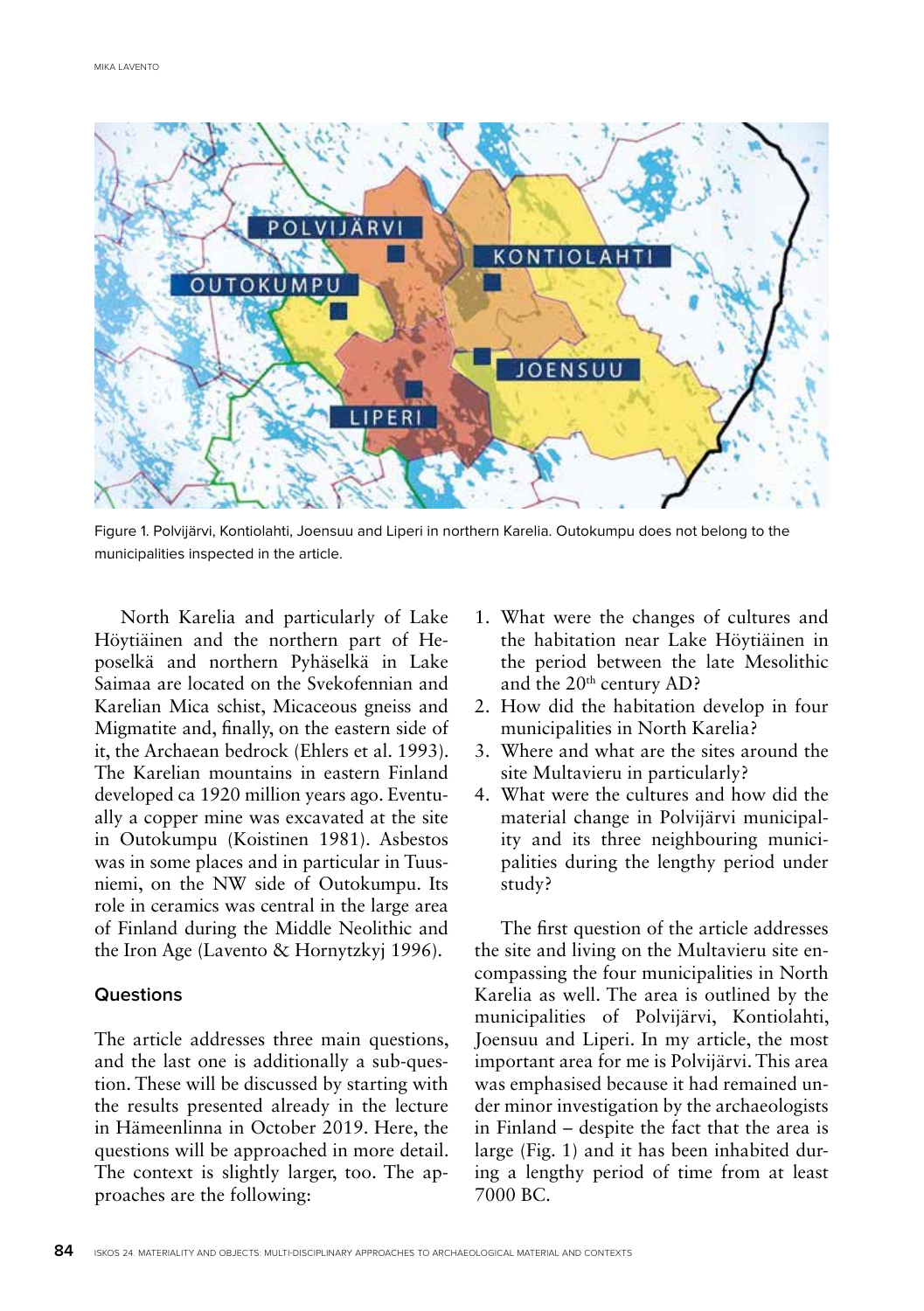Figure 1. Polvijärvi, Kontiolahti, Joensuu and Liperi in northern Karelia. Outokumpu does not belong to the municipalities inspected in the article.

North Karelia and particularly of Lake Höytiäinen and the northern part of Heposelkä and northern Pyhäselkä in Lake Saimaa are located on the Svekofennian and Karelian Mica schist, Micaceous gneiss and Migmatite and, finally, on the eastern side of it, the Archaean bedrock (Ehlers et al. 1993). The Karelian mountains in eastern Finland developed ca 1920 million years ago. Eventually a copper mine was excavated at the site in Outokumpu (Koistinen 1981). Asbestos was in some places and in particular in Tuusniemi, on the NW side of Outokumpu. Its role in ceramics was central in the large area of Finland during the Middle Neolithic and the Iron Age (Lavento & Hornytzkyj 1996).

## Questions

The article addresses three main questions, and the last one is additionally a sub-question. These will be discussed by starting with the results presented already in the lecture in Hämeenlinna in October 2019. Here, the questions will be approached in more detail. The context is slightly larger, too. The approaches are the following:

1. What were the changes of cultures and the habitation near Lake Höytiäinen in the period between the late Mesolithic and the 20th century AD?
2. How did the habitation develop in four municipalities in North Karelia?
3. Where and what are the sites around the site Multavieru in particularly?
4. What were the cultures and how did the material change in Polvijärvi municipality and its three neighbouring municipalities during the lengthy period under study?

The first question of the article addresses the site and living on the Multavieru site encompassing the four municipalities in North Karelia as well. The area is outlined by the municipalities of Polvijärvi, Kontiolahti, Joensuu and Liperi. In my article, the most important area for me is Polvijärvi. This area was emphasised because it had remained under minor investigation by the archaeologists in Finland – despite the fact that the area is large (Fig. 1) and it has been inhabited during a lengthy period of time from at least 7000 BC.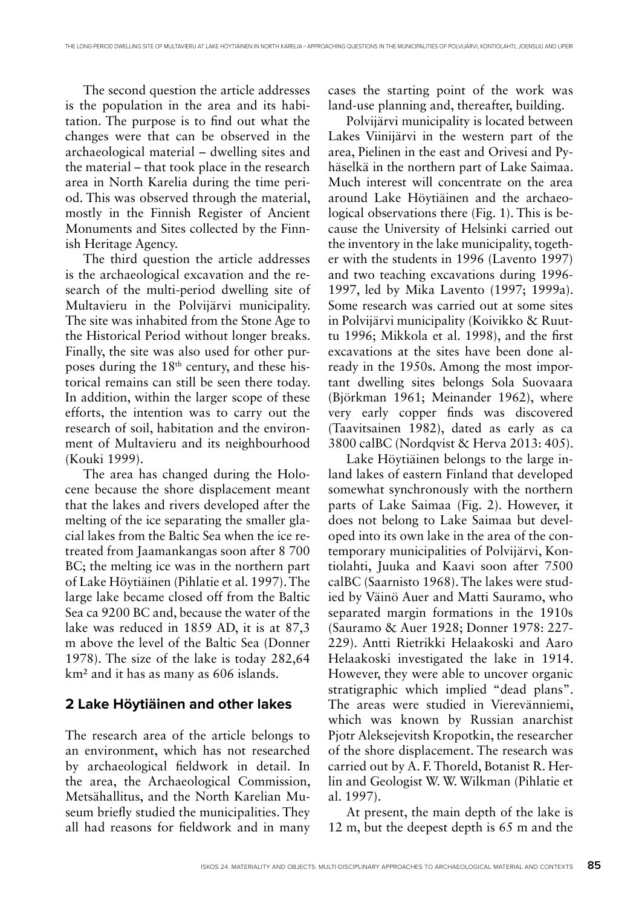The second question the article addresses is the population in the area and its habitation. The purpose is to find out what the changes were that can be observed in the archaeological material – dwelling sites and the material – that took place in the research area in North Karelia during the time period. This was observed through the material, mostly in the Finnish Register of Ancient Monuments and Sites collected by the Finnish Heritage Agency.

The third question the article addresses is the archaeological excavation and the research of the multi-period dwelling site of Multavieru in the Polvijärvi municipality. The site was inhabited from the Stone Age to the Historical Period without longer breaks. Finally, the site was also used for other purposes during the 18th century, and these historical remains can still be seen there today. In addition, within the larger scope of these efforts, the intention was to carry out the research of soil, habitation and the environment of Multavieru and its neighbourhood (Kouki 1999).

The area has changed during the Holocene because the shore displacement meant that the lakes and rivers developed after the melting of the ice separating the smaller glacial lakes from the Baltic Sea when the ice retreated from Jaamankangas soon after 8 700 BC; the melting ice was in the northern part of Lake Höytiäinen (Pihlatie et al. 1997). The large lake became closed off from the water of the Baltic Sea ca 9200 BC and, because the water of the lake was reduced in 1859 AD, it is at 87,3 m above the level of the Baltic Sea (Donner 1978). The size of the lake is today 282,64 km² and it has as many as 606 islands.

## 2 Lake Höytiäinen and other lakes

The research area of the article belongs to an environment, which has not researched by archaeological fieldwork in detail. In the area, the Archaeological Commission, Metsähallitus, and the North Karelian Museum briefly studied the municipalities. They all had reasons for fieldwork and in many cases the starting point of the work was land-use planning and, thereafter, building.

Polvijärvi municipality is located between Lakes Viinijärvi in the western part of the area, Pielinen in the east and Orivesi and Pyhäselkä in the northern part of Lake Saimaa. Much interest will concentrate on the area around Lake Höytiäinen and the archaeological observations there (Fig. 1). This is because the University of Helsinki carried out the inventory in the lake municipality, together with the students in 1996 (Lavento 1997) and two teaching excavations during 1996-1997, led by Mika Lavento (1997; 1999a). Some research was carried out at some sites in Polvijärvi municipality (Koivikko & Ruuttu 1996; Mikkola et al. 1998), and the first excavations at the sites have been done already in the 1950s. Among the most important dwelling sites belongs Sola Suovaara (Björkman 1961; Meinander 1962), where very early copper finds was discovered (Taavitsainen 1982), dated as early as ca 3800 calBC (Nordqvist & Herva 2013: 405).

Lake Höytiäinen belongs to the large inland lakes of eastern Finland that developed somewhat synchronously with the northern parts of Lake Saimaa (Fig. 2). However, it does not belong to Lake Saimaa but developed into its own lake in the area of the contemporary municipalities of Polvijärvi, Kontiolahti, Juuka and Kaavi soon after 7500 calBC (Saarnisto 1968). The lakes were studied by Väinö Auer and Matti Sauramo, who separated margin formations in the 1910s (Sauramo & Auer 1928; Donner 1978: 227-229). Antti Rietrikki Helaakoski and Aaro Helaakoski investigated the lake in 1914. However, they were able to uncover organic stratigraphic which implied "dead plans". The areas were studied in Vierevänniemi, which was known by Russian anarchist Pjotr Aleksejevitsh Kropotkin, the researcher of the shore displacement. The research was carried out by A. F. Thoreld, Botanist R. Herlin and Geologist W. W. Wilkman (Pihlatie et al. 1997).

At present, the main depth of the lake is 12 m, but the deepest depth is 65 m and the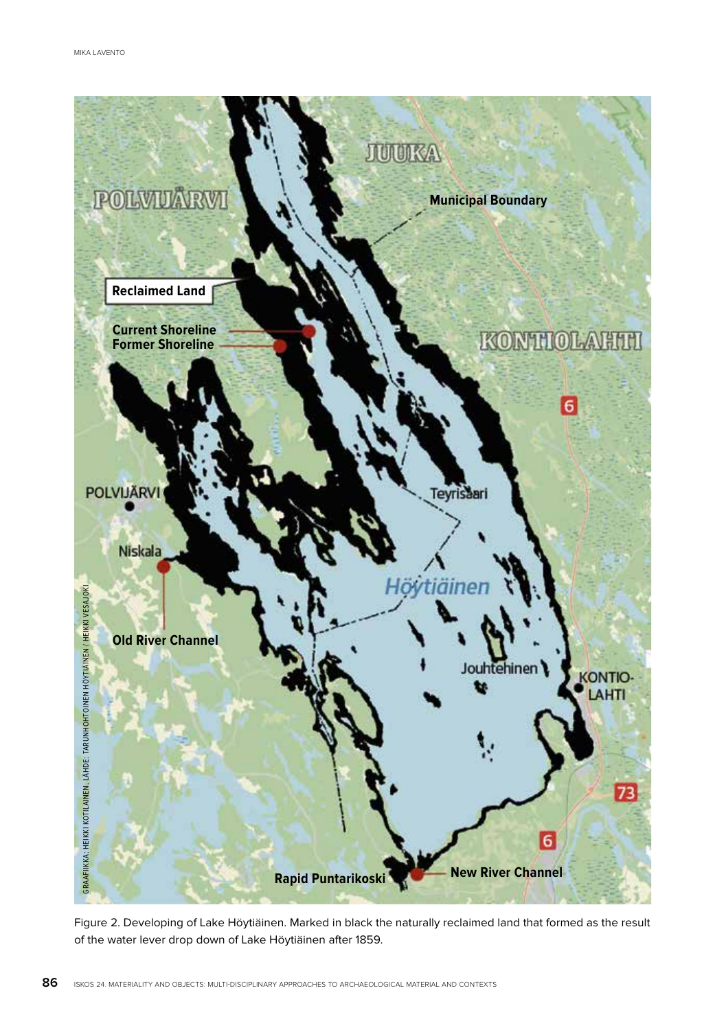Figure 2. Developing of Lake Höytiäinen. Marked in black the naturally reclaimed land that formed as the result of the water lever drop down of Lake Höytiäinen after 1859.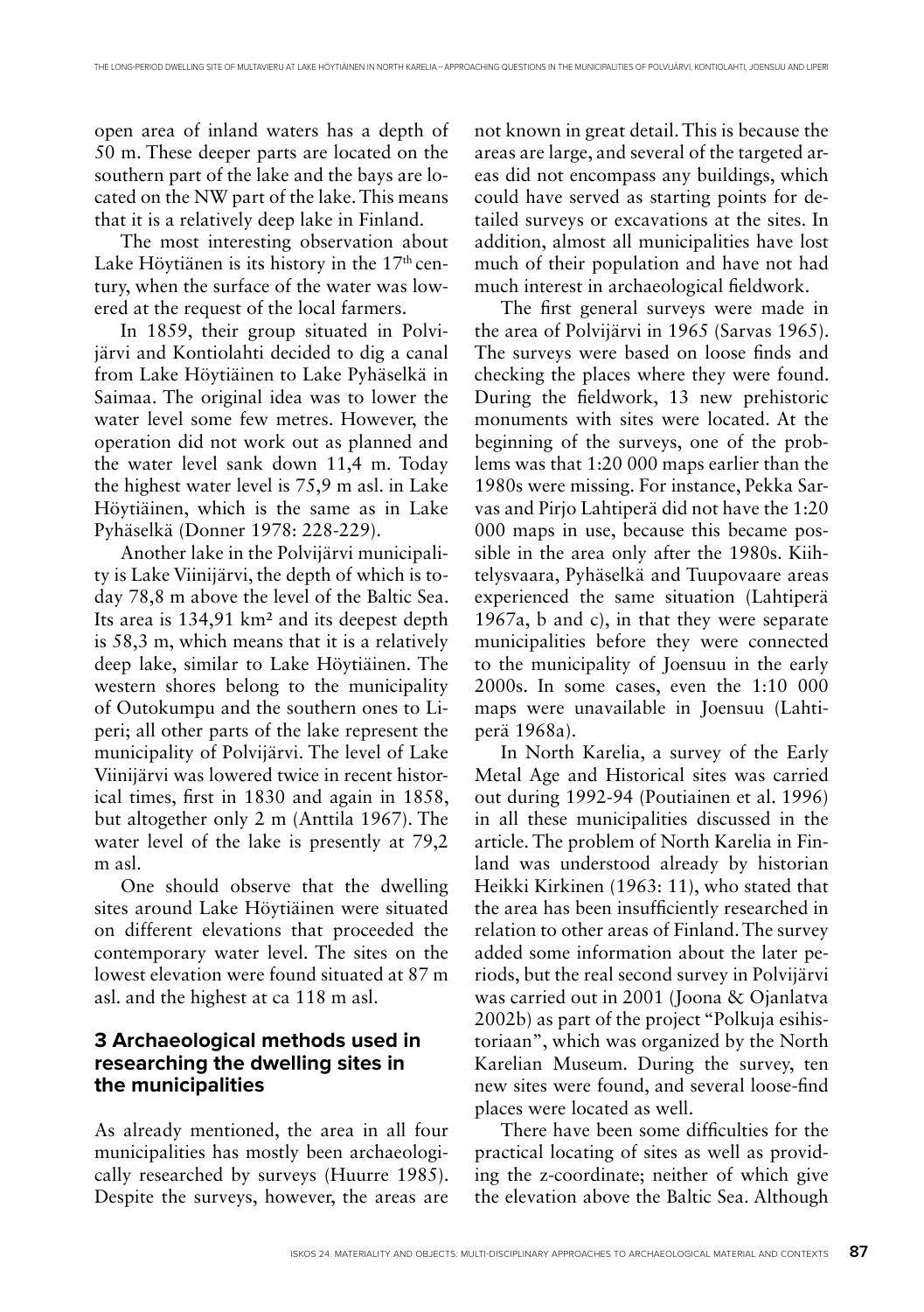open area of inland waters has a depth of 50 m. These deeper parts are located on the southern part of the lake and the bays are located on the NW part of the lake. This means that it is a relatively deep lake in Finland.

The most interesting observation about Lake Höytiänen is its history in the 17th century, when the surface of the water was lowered at the request of the local farmers.

In 1859, their group situated in Polvijärvi and Kontiolahti decided to dig a canal from Lake Höytiäinen to Lake Pyhäselkä in Saimaa. The original idea was to lower the water level some few metres. However, the operation did not work out as planned and the water level sank down 11,4 m. Today the highest water level is 75,9 m asl. in Lake Höytiäinen, which is the same as in Lake Pyhäselkä (Donner 1978: 228-229).

Another lake in the Polvijärvi municipality is Lake Viinijärvi, the depth of which is today 78,8 m above the level of the Baltic Sea. Its area is 134,91 km² and its deepest depth is 58,3 m, which means that it is a relatively deep lake, similar to Lake Höytiäinen. The western shores belong to the municipality of Outokumpu and the southern ones to Liperi; all other parts of the lake represent the municipality of Polvijärvi. The level of Lake Viinijärvi was lowered twice in recent historical times, first in 1830 and again in 1858, but altogether only 2 m (Anttila 1967). The water level of the lake is presently at 79,2 m asl.

One should observe that the dwelling sites around Lake Höytiäinen were situated on different elevations that proceeded the contemporary water level. The sites on the lowest elevation were found situated at 87 m asl. and the highest at ca 118 m asl.

## 3 Archaeological methods used in researching the dwelling sites in the municipalities

As already mentioned, the area in all four municipalities has mostly been archaeologically researched by surveys (Huurre 1985). Despite the surveys, however, the areas are not known in great detail. This is because the areas are large, and several of the targeted areas did not encompass any buildings, which could have served as starting points for detailed surveys or excavations at the sites. In addition, almost all municipalities have lost much of their population and have not had much interest in archaeological fieldwork.

The first general surveys were made in the area of Polvijärvi in 1965 (Sarvas 1965). The surveys were based on loose finds and checking the places where they were found. During the fieldwork, 13 new prehistoric monuments with sites were located. At the beginning of the surveys, one of the problems was that 1:20 000 maps earlier than the 1980s were missing. For instance, Pekka Sarvas and Pirjo Lahtiperä did not have the 1:20 000 maps in use, because this became possible in the area only after the 1980s. Kiihtelysvaara, Pyhäselkä and Tuupovaare areas experienced the same situation (Lahtiperä 1967a, b and c), in that they were separate municipalities before they were connected to the municipality of Joensuu in the early 2000s. In some cases, even the 1:10 000 maps were unavailable in Joensuu (Lahtiperä 1968a).

In North Karelia, a survey of the Early Metal Age and Historical sites was carried out during 1992-94 (Poutiainen et al. 1996) in all these municipalities discussed in the article. The problem of North Karelia in Finland was understood already by historian Heikki Kirkinen (1963: 11), who stated that the area has been insufficiently researched in relation to other areas of Finland. The survey added some information about the later periods, but the real second survey in Polvijärvi was carried out in 2001 (Joona & Ojanlatva 2002b) as part of the project "Polkuja esihistoriaan", which was organized by the North Karelian Museum. During the survey, ten new sites were found, and several loose-find places were located as well.

There have been some difficulties for the practical locating of sites as well as providing the z-coordinate; neither of which give the elevation above the Baltic Sea. Although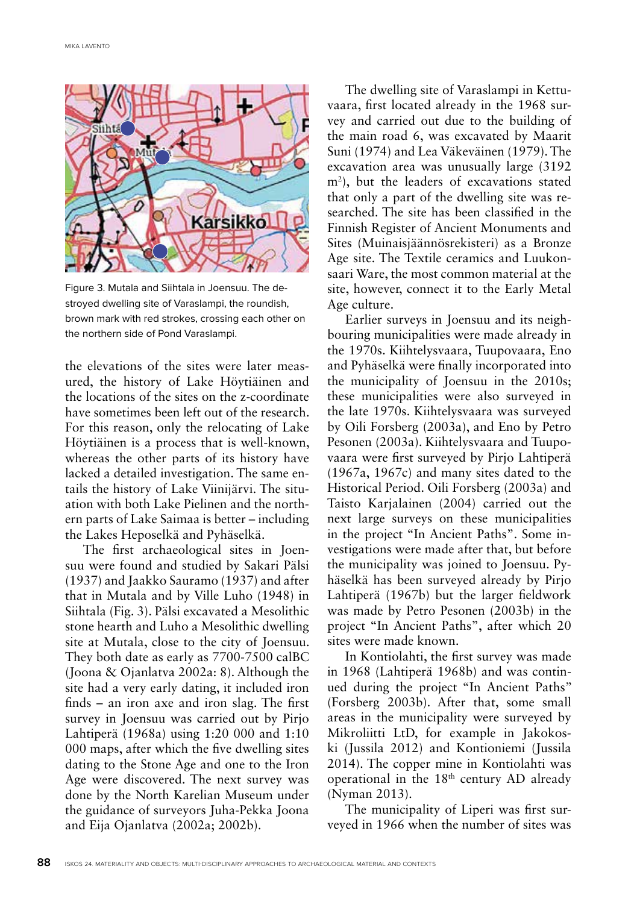Figure 3. Mutala and Siihtala in Joensuu. The destroyed dwelling site of Varaslampi, the roundish, brown mark with red strokes, crossing each other on the northern side of Pond Varaslampi.

the elevations of the sites were later measured, the history of Lake Höytiäinen and the locations of the sites on the z-coordinate have sometimes been left out of the research. For this reason, only the relocating of Lake Höytiäinen is a process that is well-known, whereas the other parts of its history have lacked a detailed investigation. The same entails the history of Lake Viinijärvi. The situation with both Lake Pielinen and the northern parts of Lake Saimaa is better – including the Lakes Heposelkä and Pyhäselkä.

The first archaeological sites in Joensuu were found and studied by Sakari Pälsi (1937) and Jaakko Sauramo (1937) and after that in Mutala and by Ville Luho (1948) in Siihtala (Fig. 3). Pälsi excavated a Mesolithic stone hearth and Luho a Mesolithic dwelling site at Mutala, close to the city of Joensuu. They both date as early as 7700-7500 calBC (Joona & Ojanlatva 2002a: 8). Although the site had a very early dating, it included iron finds – an iron axe and iron slag. The first survey in Joensuu was carried out by Pirjo Lahtiperä (1968a) using 1:20 000 and 1:10 000 maps, after which the five dwelling sites dating to the Stone Age and one to the Iron Age were discovered. The next survey was done by the North Karelian Museum under the guidance of surveyors Juha-Pekka Joona and Eija Ojanlatva (2002a; 2002b).

The dwelling site of Varaslampi in Kettuvaara, first located already in the 1968 survey and carried out due to the building of the main road 6, was excavated by Maarit Suni (1974) and Lea Väkeväinen (1979). The excavation area was unusually large (3192 m$^2$), but the leaders of excavations stated that only a part of the dwelling site was researched. The site has been classified in the Finnish Register of Ancient Monuments and Sites (Muinaisjäännösrekisteri) as a Bronze Age site. The Textile ceramics and Luukonsaari Ware, the most common material at the site, however, connect it to the Early Metal Age culture.

Earlier surveys in Joensuu and its neighbouring municipalities were made already in the 1970s. Kiihtelysvaara, Tuupovaara, Eno and Pyhäselkä were finally incorporated into the municipality of Joensuu in the 2010s; these municipalities were also surveyed in the late 1970s. Kiihtelysvaara was surveyed by Oili Forsberg (2003a), and Eno by Petro Pesonen (2003a). Kiihtelysvaara and Tuupovaara were first surveyed by Pirjo Lahtiperä (1967a, 1967c) and many sites dated to the Historical Period. Oili Forsberg (2003a) and Taisto Karjalainen (2004) carried out the next large surveys on these municipalities in the project "In Ancient Paths". Some investigations were made after that, but before the municipality was joined to Joensuu. Pyhäselkä has been surveyed already by Pirjo Lahtiperä (1967b) but the larger fieldwork was made by Petro Pesonen (2003b) in the project "In Ancient Paths", after which 20 sites were made known.

In Kontiolahti, the first survey was made in 1968 (Lahtiperä 1968b) and was continued during the project "In Ancient Paths" (Forsberg 2003b). After that, some small areas in the municipality were surveyed by Mikroliitti LtD, for example in Jakokoski (Jussila 2012) and Kontioniemi (Jussila 2014). The copper mine in Kontiolahti was operational in the 18$^{th}$ century AD already (Nyman 2013).

The municipality of Liperi was first surveyed in 1966 when the number of sites was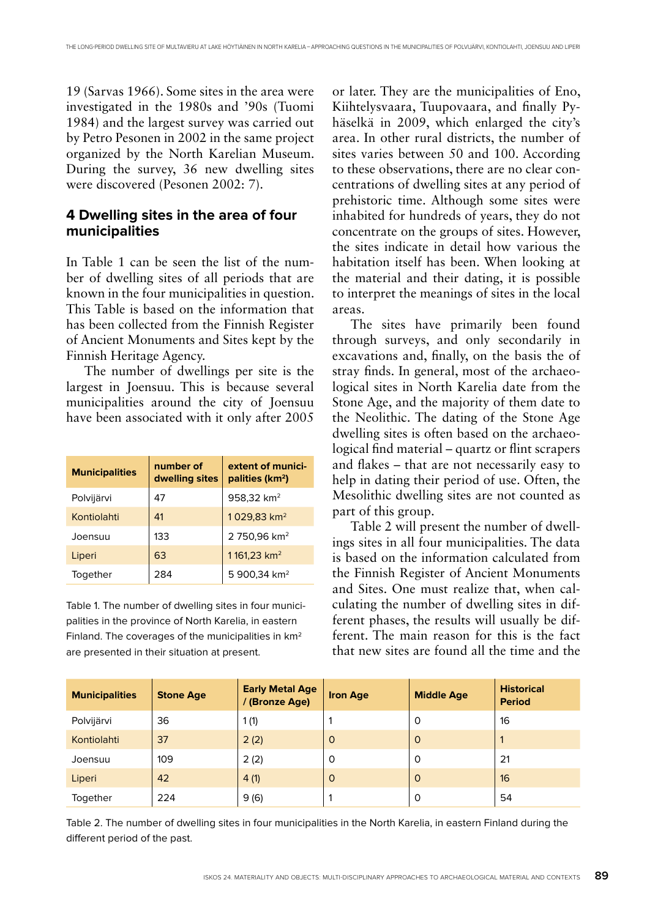19 (Sarvas 1966). Some sites in the area were investigated in the 1980s and '90s (Tuomi 1984) and the largest survey was carried out by Petro Pesonen in 2002 in the same project organized by the North Karelian Museum. During the survey, 36 new dwelling sites were discovered (Pesonen 2002: 7).

## 4 Dwelling sites in the area of four municipalities

In Table 1 can be seen the list of the number of dwelling sites of all periods that are known in the four municipalities in question. This Table is based on the information that has been collected from the Finnish Register of Ancient Monuments and Sites kept by the Finnish Heritage Agency.

The number of dwellings per site is the largest in Joensuu. This is because several municipalities around the city of Joensuu have been associated with it only after 2005 or later. They are the municipalities of Eno, Kiihtelysvaara, Tuupovaara, and finally Pyhäselkä in 2009, which enlarged the city's area. In other rural districts, the number of sites varies between 50 and 100. According to these observations, there are no clear concentrations of dwelling sites at any period of prehistoric time. Although some sites were inhabited for hundreds of years, they do not concentrate on the groups of sites. However, the sites indicate in detail how various the habitation itself has been. When looking at the material and their dating, it is possible to interpret the meanings of sites in the local areas.

| Municipalities | number of dwelling sites | extent of municipalities (km²) |
|---|---|---|
| Polvijärvi | 47 | 958,32 km² |
| Kontiolahti | 41 | 1 029,83 km² |
| Joensuu | 133 | 2 750,96 km² |
| Liperi | 63 | 1 161,23 km² |
| Together | 284 | 5 900,34 km² |

Table 1. The number of dwelling sites in four municipalities in the province of North Karelia, in eastern Finland. The coverages of the municipalities in km² are presented in their situation at present.

The sites have primarily been found through surveys, and only secondarily in excavations and, finally, on the basis the of stray finds. In general, most of the archaeological sites in North Karelia date from the Stone Age, and the majority of them date to the Neolithic. The dating of the Stone Age dwelling sites is often based on the archaeological find material – quartz or flint scrapers and flakes – that are not necessarily easy to help in dating their period of use. Often, the Mesolithic dwelling sites are not counted as part of this group.

Table 2 will present the number of dwellings sites in all four municipalities. The data is based on the information calculated from the Finnish Register of Ancient Monuments and Sites. One must realize that, when calculating the number of dwelling sites in different phases, the results will usually be different. The main reason for this is the fact that new sites are found all the time and the

| Municipalities | Stone Age | Early Metal Age / (Bronze Age) | Iron Age | Middle Age | Historical Period |
|---|---|---|---|---|---|
| Polvijärvi | 36 | 1 (1) | 1 | 0 | 16 |
| Kontiolahti | 37 | 2 (2) | 0 | 0 | 1 |
| Joensuu | 109 | 2 (2) | 0 | 0 | 21 |
| Liperi | 42 | 4 (1) | 0 | 0 | 16 |
| Together | 224 | 9 (6) | 1 | 0 | 54 |

Table 2. The number of dwelling sites in four municipalities in the North Karelia, in eastern Finland during the different period of the past.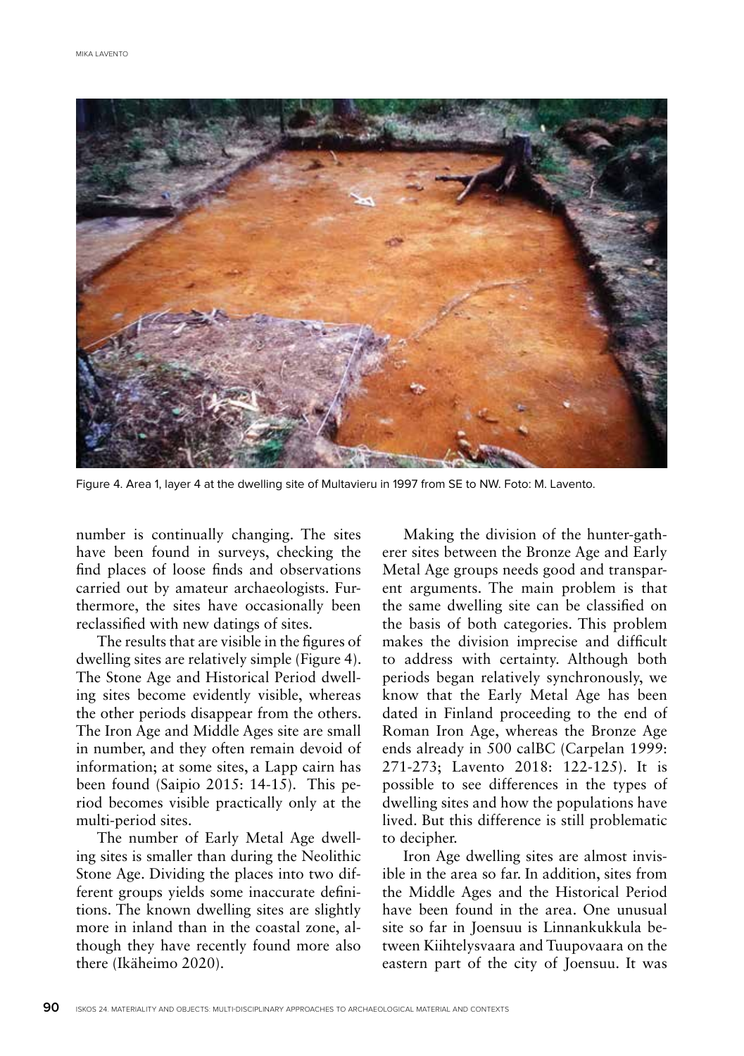Figure 4. Area 1, layer 4 at the dwelling site of Multavieru in 1997 from SE to NW. Foto: M. Lavento.

number is continually changing. The sites have been found in surveys, checking the find places of loose finds and observations carried out by amateur archaeologists. Furthermore, the sites have occasionally been reclassified with new datings of sites.

The results that are visible in the figures of dwelling sites are relatively simple (Figure 4). The Stone Age and Historical Period dwelling sites become evidently visible, whereas the other periods disappear from the others. The Iron Age and Middle Ages site are small in number, and they often remain devoid of information; at some sites, a Lapp cairn has been found (Saipio 2015: 14-15). This period becomes visible practically only at the multi-period sites.

The number of Early Metal Age dwelling sites is smaller than during the Neolithic Stone Age. Dividing the places into two different groups yields some inaccurate definitions. The known dwelling sites are slightly more in inland than in the coastal zone, although they have recently found more also there (Ikäheimo 2020).

Making the division of the hunter-gatherer sites between the Bronze Age and Early Metal Age groups needs good and transparent arguments. The main problem is that the same dwelling site can be classified on the basis of both categories. This problem makes the division imprecise and difficult to address with certainty. Although both periods began relatively synchronously, we know that the Early Metal Age has been dated in Finland proceeding to the end of Roman Iron Age, whereas the Bronze Age ends already in 500 calBC (Carpelan 1999: 271-273; Lavento 2018: 122-125). It is possible to see differences in the types of dwelling sites and how the populations have lived. But this difference is still problematic to decipher.

Iron Age dwelling sites are almost invisible in the area so far. In addition, sites from the Middle Ages and the Historical Period have been found in the area. One unusual site so far in Joensuu is Linnankukkula between Kiihtelysvaara and Tuupovaara on the eastern part of the city of Joensuu. It was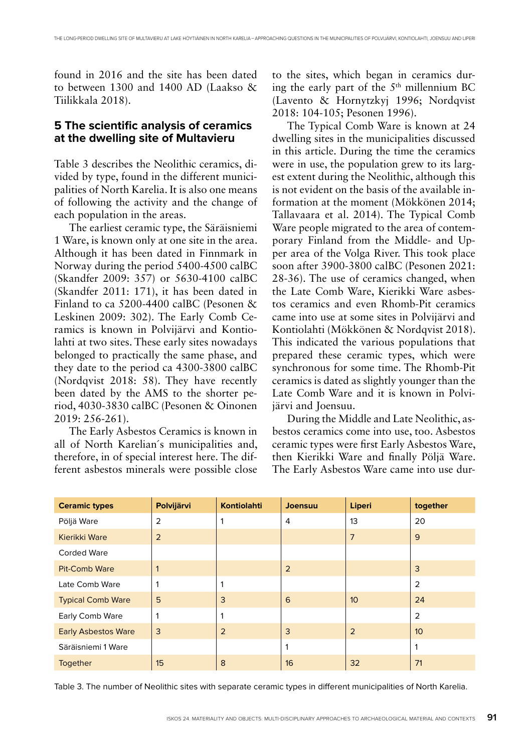found in 2016 and the site has been dated to between 1300 and 1400 AD (Laakso & Tiilikkala 2018).

## 5 The scientific analysis of ceramics at the dwelling site of Multavieru

Table 3 describes the Neolithic ceramics, divided by type, found in the different municipalities of North Karelia. It is also one means of following the activity and the change of each population in the areas.

The earliest ceramic type, the Säräisniemi 1 Ware, is known only at one site in the area. Although it has been dated in Finnmark in Norway during the period 5400-4500 calBC (Skandfer 2009: 357) or 5630-4100 calBC (Skandfer 2011: 171), it has been dated in Finland to ca 5200-4400 calBC (Pesonen & Leskinen 2009: 302). The Early Comb Ceramics is known in Polvijärvi and Kontiolahti at two sites. These early sites nowadays belonged to practically the same phase, and they date to the period ca 4300-3800 calBC (Nordqvist 2018: 58). They have recently been dated by the AMS to the shorter period, 4030-3830 calBC (Pesonen & Oinonen 2019: 256-261).

The Early Asbestos Ceramics is known in all of North Karelian´s municipalities and, therefore, in of special interest here. The different asbestos minerals were possible close to the sites, which began in ceramics during the early part of the 5th millennium BC (Lavento & Hornytzkyj 1996; Nordqvist 2018: 104-105; Pesonen 1996).

The Typical Comb Ware is known at 24 dwelling sites in the municipalities discussed in this article. During the time the ceramics were in use, the population grew to its largest extent during the Neolithic, although this is not evident on the basis of the available information at the moment (Mökkönen 2014; Tallavaara et al. 2014). The Typical Comb Ware people migrated to the area of contemporary Finland from the Middle- and Upper area of the Volga River. This took place soon after 3900-3800 calBC (Pesonen 2021: 28-36). The use of ceramics changed, when the Late Comb Ware, Kierikki Ware asbestos ceramics and even Rhomb-Pit ceramics came into use at some sites in Polvijärvi and Kontiolahti (Mökkönen & Nordqvist 2018). This indicated the various populations that prepared these ceramic types, which were synchronous for some time. The Rhomb-Pit ceramics is dated as slightly younger than the Late Comb Ware and it is known in Polvijärvi and Joensuu.

During the Middle and Late Neolithic, asbestos ceramics come into use, too. Asbestos ceramic types were first Early Asbestos Ware, then Kierikki Ware and finally Pöljä Ware. The Early Asbestos Ware came into use dur-

| Ceramic types | Polvijärvi | Kontiolahti | Joensuu | Liperi | together |
|---|---|---|---|---|---|
| Pöljä Ware | 2 | 1 | 4 | 13 | 20 |
| Kierikki Ware | 2 | | | 7 | 9 |
| Corded Ware | | | | | |
| Pit-Comb Ware | 1 | | 2 | | 3 |
| Late Comb Ware | 1 | 1 | | | 2 |
| Typical Comb Ware | 5 | 3 | 6 | 10 | 24 |
| Early Comb Ware | 1 | 1 | | | 2 |
| Early Asbestos Ware | 3 | 2 | 3 | 2 | 10 |
| Säräisniemi 1 Ware | | | 1 | | 1 |
| Together | 15 | 8 | 16 | 32 | 71 |

Table 3. The number of Neolithic sites with separate ceramic types in different municipalities of North Karelia.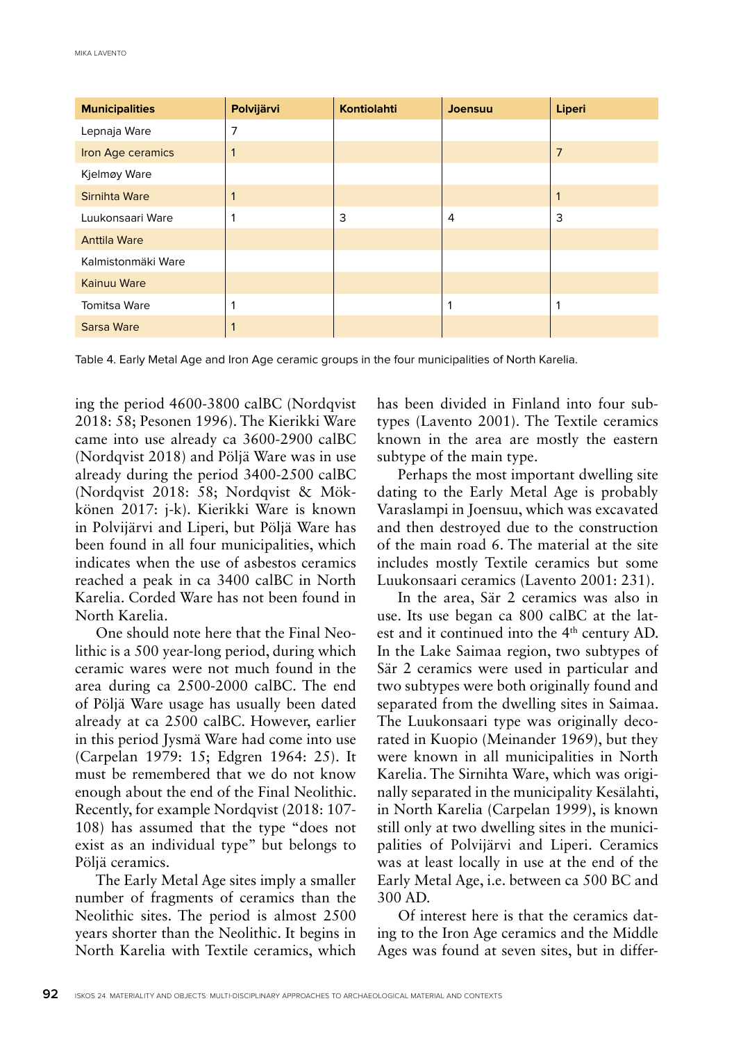| Municipalities | Polvijärvi | Kontiolahti | Joensuu | Liperi |
|---|---|---|---|---|
| Lepnaja Ware | 7 | | | |
| Iron Age ceramics | 1 | | | 7 |
| Kjelmøy Ware | | | | |
| Sirnihta Ware | 1 | | | 1 |
| Luukonsaari Ware | 1 | 3 | 4 | 3 |
| Anttila Ware | | | | |
| Kalmistonmäki Ware | | | | |
| Kainuu Ware | | | | |
| Tomitsa Ware | 1 | | 1 | 1 |
| Sarsa Ware | 1 | | | |

Table 4. Early Metal Age and Iron Age ceramic groups in the four municipalities of North Karelia.

ing the period 4600-3800 calBC (Nordqvist 2018: 58; Pesonen 1996). The Kierikki Ware came into use already ca 3600-2900 calBC (Nordqvist 2018) and Pöljä Ware was in use already during the period 3400-2500 calBC (Nordqvist 2018: 58; Nordqvist & Mökkönen 2017: j-k). Kierikki Ware is known in Polvijärvi and Liperi, but Pöljä Ware has been found in all four municipalities, which indicates when the use of asbestos ceramics reached a peak in ca 3400 calBC in North Karelia. Corded Ware has not been found in North Karelia.

One should note here that the Final Neolithic is a 500 year-long period, during which ceramic wares were not much found in the area during ca 2500-2000 calBC. The end of Pöljä Ware usage has usually been dated already at ca 2500 calBC. However, earlier in this period Jysmä Ware had come into use (Carpelan 1979: 15; Edgren 1964: 25). It must be remembered that we do not know enough about the end of the Final Neolithic. Recently, for example Nordqvist (2018: 107-108) has assumed that the type "does not exist as an individual type" but belongs to Pöljä ceramics.

The Early Metal Age sites imply a smaller number of fragments of ceramics than the Neolithic sites. The period is almost 2500 years shorter than the Neolithic. It begins in North Karelia with Textile ceramics, which has been divided in Finland into four subtypes (Lavento 2001). The Textile ceramics known in the area are mostly the eastern subtype of the main type.

Perhaps the most important dwelling site dating to the Early Metal Age is probably Varaslampi in Joensuu, which was excavated and then destroyed due to the construction of the main road 6. The material at the site includes mostly Textile ceramics but some Luukonsaari ceramics (Lavento 2001: 231).

In the area, Sär 2 ceramics was also in use. Its use began ca 800 calBC at the latest and it continued into the 4th century AD. In the Lake Saimaa region, two subtypes of Sär 2 ceramics were used in particular and two subtypes were both originally found and separated from the dwelling sites in Saimaa. The Luukonsaari type was originally decorated in Kuopio (Meinander 1969), but they were known in all municipalities in North Karelia. The Sirnihta Ware, which was originally separated in the municipality Kesälahti, in North Karelia (Carpelan 1999), is known still only at two dwelling sites in the municipalities of Polvijärvi and Liperi. Ceramics was at least locally in use at the end of the Early Metal Age, i.e. between ca 500 BC and 300 AD.

Of interest here is that the ceramics dating to the Iron Age ceramics and the Middle Ages was found at seven sites, but in differ-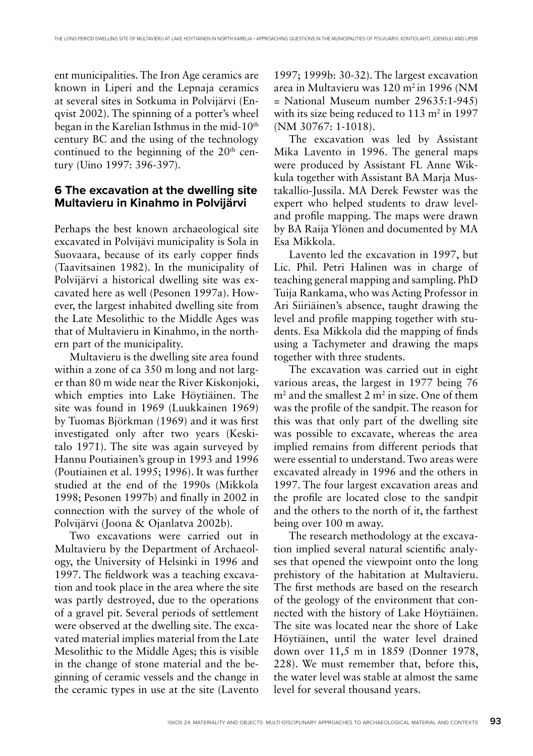ent municipalities. The Iron Age ceramics are known in Liperi and the Lepnaja ceramics at several sites in Sotkuma in Polvijärvi (Enqvist 2002). The spinning of a potter's wheel began in the Karelian Isthmus in the mid-10th century BC and the using of the technology continued to the beginning of the 20th century (Uino 1997: 396-397).

## 6 The excavation at the dwelling site Multavieru in Kinahmo in Polvijärvi

Perhaps the best known archaeological site excavated in Polvijävi municipality is Sola in Suovaara, because of its early copper finds (Taavitsainen 1982). In the municipality of Polvijärvi a historical dwelling site was excavated here as well (Pesonen 1997a). However, the largest inhabited dwelling site from the Late Mesolithic to the Middle Ages was that of Multavieru in Kinahmo, in the northern part of the municipality.

Multavieru is the dwelling site area found within a zone of ca 350 m long and not larger than 80 m wide near the River Kiskonjoki, which empties into Lake Höytiäinen. The site was found in 1969 (Luukkainen 1969) by Tuomas Björkman (1969) and it was first investigated only after two years (Keskitalo 1971). The site was again surveyed by Hannu Poutiainen's group in 1993 and 1996 (Poutiainen et al. 1995; 1996). It was further studied at the end of the 1990s (Mikkola 1998; Pesonen 1997b) and finally in 2002 in connection with the survey of the whole of Polvijärvi (Joona & Ojanlatva 2002b).

Two excavations were carried out in Multavieru by the Department of Archaeology, the University of Helsinki in 1996 and 1997. The fieldwork was a teaching excavation and took place in the area where the site was partly destroyed, due to the operations of a gravel pit. Several periods of settlement were observed at the dwelling site. The excavated material implies material from the Late Mesolithic to the Middle Ages; this is visible in the change of stone material and the beginning of ceramic vessels and the change in the ceramic types in use at the site (Lavento 1997; 1999b: 30-32). The largest excavation area in Multavieru was 120 m$^2$ in 1996 (NM = National Museum number 29635:1-945) with its size being reduced to 113 m$^2$ in 1997 (NM 30767: 1-1018).

The excavation was led by Assistant Mika Lavento in 1996. The general maps were produced by Assistant FL Anne Wikkula together with Assistant BA Marja Mustakallio-Jussila. MA Derek Fewster was the expert who helped students to draw level- and profile mapping. The maps were drawn by BA Raija Ylönen and documented by MA Esa Mikkola.

Lavento led the excavation in 1997, but Lic. Phil. Petri Halinen was in charge of teaching general mapping and sampling. PhD Tuija Rankama, who was Acting Professor in Ari Siiriäinen's absence, taught drawing the level and profile mapping together with students. Esa Mikkola did the mapping of finds using a Tachymeter and drawing the maps together with three students.

The excavation was carried out in eight various areas, the largest in 1977 being 76 m$^2$ and the smallest 2 m$^2$ in size. One of them was the profile of the sandpit. The reason for this was that only part of the dwelling site was possible to excavate, whereas the area implied remains from different periods that were essential to understand. Two areas were excavated already in 1996 and the others in 1997. The four largest excavation areas and the profile are located close to the sandpit and the others to the north of it, the farthest being over 100 m away.

The research methodology at the excavation implied several natural scientific analyses that opened the viewpoint onto the long prehistory of the habitation at Multavieru. The first methods are based on the research of the geology of the environment that connected with the history of Lake Höytiäinen. The site was located near the shore of Lake Höytiäinen, until the water level drained down over 11,5 m in 1859 (Donner 1978, 228). We must remember that, before this, the water level was stable at almost the same level for several thousand years.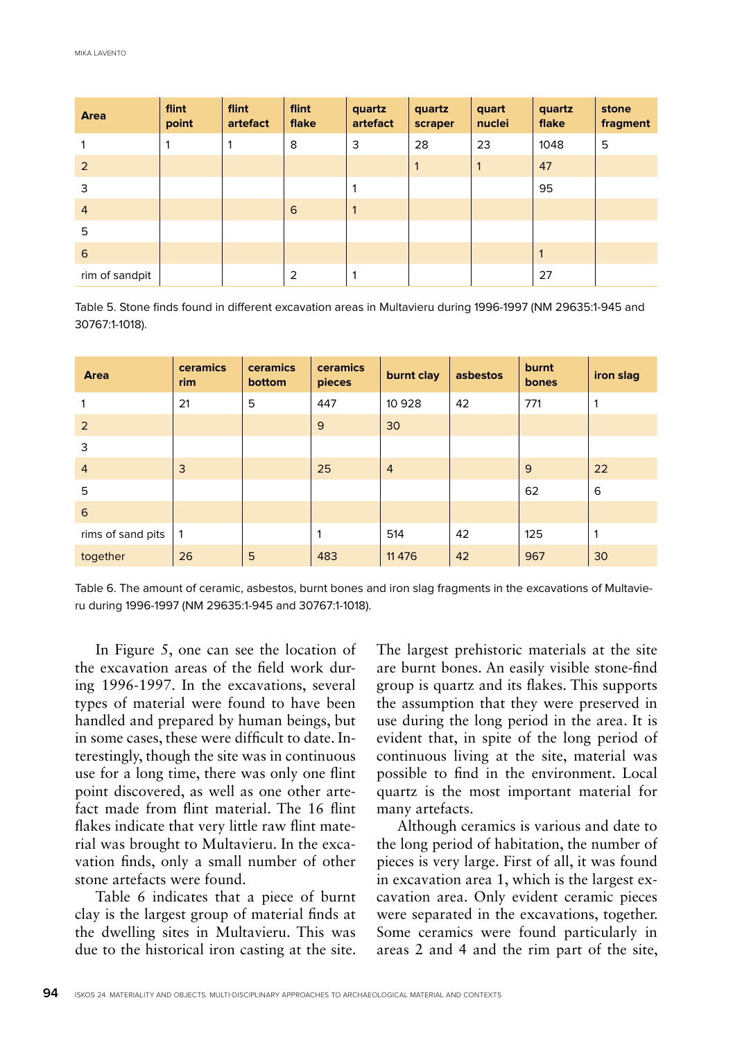| Area | flint point | flint artefact | flint flake | quartz artefact | quartz scraper | quart nuclei | quartz flake | stone fragment |
|---|---|---|---|---|---|---|---|---|
| 1 | 1 | 1 | 8 | 3 | 28 | 23 | 1048 | 5 |
| 2 | | | | | 1 | 1 | 47 | |
| 3 | | | | 1 | | | 95 | |
| 4 | | | 6 | 1 | | | | |
| 5 | | | | | | | | |
| 6 | | | | | | | 1 | |
| rim of sandpit | | | 2 | 1 | | | 27 | |

Table 5. Stone finds found in different excavation areas in Multavieru during 1996-1997 (NM 29635:1-945 and 30767:1-1018).

| Area | ceramics rim | ceramics bottom | ceramics pieces | burnt clay | asbestos | burnt bones | iron slag |
|---|---|---|---|---|---|---|---|
| 1 | 21 | 5 | 447 | 10 928 | 42 | 771 | 1 |
| 2 | | | 9 | 30 | | | |
| 3 | | | | | | | |
| 4 | 3 | | 25 | 4 | | 9 | 22 |
| 5 | | | | | | 62 | 6 |
| 6 | | | | | | | |
| rims of sand pits | 1 | | 1 | 514 | 42 | 125 | 1 |
| together | 26 | 5 | 483 | 11 476 | 42 | 967 | 30 |

Table 6. The amount of ceramic, asbestos, burnt bones and iron slag fragments in the excavations of Multavieru during 1996-1997 (NM 29635:1-945 and 30767:1-1018).

In Figure 5, one can see the location of the excavation areas of the field work during 1996-1997. In the excavations, several types of material were found to have been handled and prepared by human beings, but in some cases, these were difficult to date. Interestingly, though the site was in continuous use for a long time, there was only one flint point discovered, as well as one other artefact made from flint material. The 16 flint flakes indicate that very little raw flint material was brought to Multavieru. In the excavation finds, only a small number of other stone artefacts were found.

Table 6 indicates that a piece of burnt clay is the largest group of material finds at the dwelling sites in Multavieru. This was due to the historical iron casting at the site. The largest prehistoric materials at the site are burnt bones. An easily visible stone-find group is quartz and its flakes. This supports the assumption that they were preserved in use during the long period in the area. It is evident that, in spite of the long period of continuous living at the site, material was possible to find in the environment. Local quartz is the most important material for many artefacts.

Although ceramics is various and date to the long period of habitation, the number of pieces is very large. First of all, it was found in excavation area 1, which is the largest excavation area. Only evident ceramic pieces were separated in the excavations, together. Some ceramics were found particularly in areas 2 and 4 and the rim part of the site,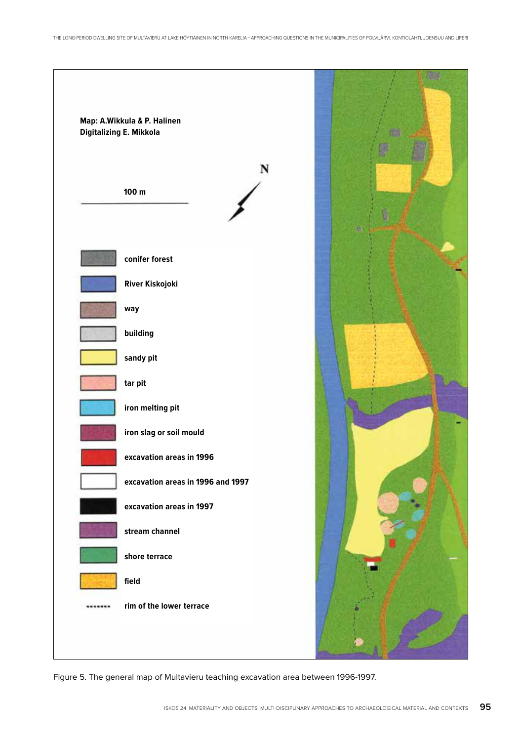Map: A.Wikkula & P. Halinen
Digitalizing E. Mikkola

100 m

N

conifer forest

River Kiskojoki

way

building

sandy pit

tar pit

iron melting pit

iron slag or soil mould

excavation areas in 1996

excavation areas in 1996 and 1997

excavation areas in 1997

stream channel

shore terrace

field

rim of the lower terrace

Figure 5. The general map of Multavieru teaching excavation area between 1996-1997.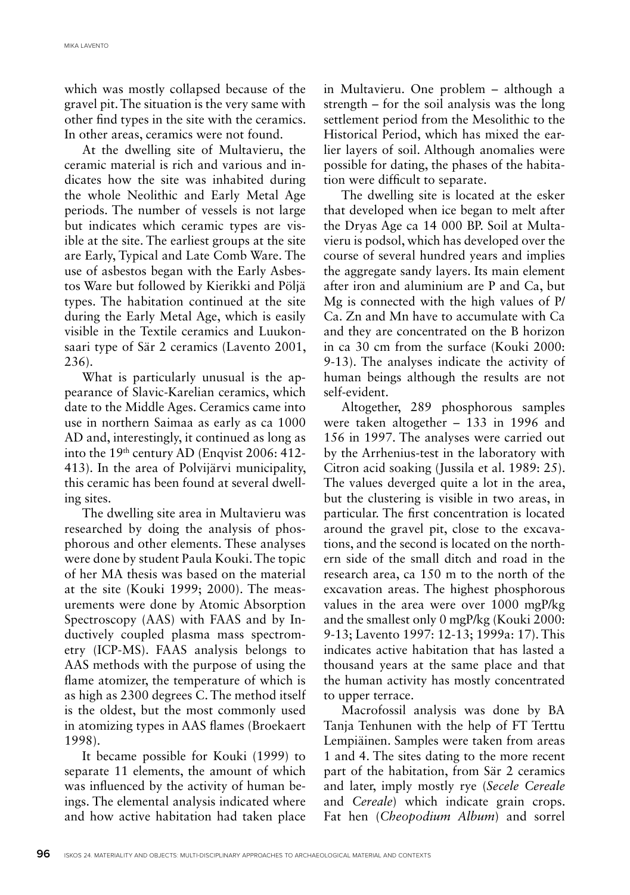which was mostly collapsed because of the gravel pit. The situation is the very same with other find types in the site with the ceramics. In other areas, ceramics were not found.

At the dwelling site of Multavieru, the ceramic material is rich and various and indicates how the site was inhabited during the whole Neolithic and Early Metal Age periods. The number of vessels is not large but indicates which ceramic types are visible at the site. The earliest groups at the site are Early, Typical and Late Comb Ware. The use of asbestos began with the Early Asbestos Ware but followed by Kierikki and Pöljä types. The habitation continued at the site during the Early Metal Age, which is easily visible in the Textile ceramics and Luukonsaari type of Sär 2 ceramics (Lavento 2001, 236).

What is particularly unusual is the appearance of Slavic-Karelian ceramics, which date to the Middle Ages. Ceramics came into use in northern Saimaa as early as ca 1000 AD and, interestingly, it continued as long as into the 19th century AD (Enqvist 2006: 412-413). In the area of Polvijärvi municipality, this ceramic has been found at several dwelling sites.

The dwelling site area in Multavieru was researched by doing the analysis of phosphorous and other elements. These analyses were done by student Paula Kouki. The topic of her MA thesis was based on the material at the site (Kouki 1999; 2000). The measurements were done by Atomic Absorption Spectroscopy (AAS) with FAAS and by Inductively coupled plasma mass spectrometry (ICP-MS). FAAS analysis belongs to AAS methods with the purpose of using the flame atomizer, the temperature of which is as high as 2300 degrees C. The method itself is the oldest, but the most commonly used in atomizing types in AAS flames (Broekaert 1998).

It became possible for Kouki (1999) to separate 11 elements, the amount of which was influenced by the activity of human beings. The elemental analysis indicated where and how active habitation had taken place in Multavieru. One problem – although a strength – for the soil analysis was the long settlement period from the Mesolithic to the Historical Period, which has mixed the earlier layers of soil. Although anomalies were possible for dating, the phases of the habitation were difficult to separate.

The dwelling site is located at the esker that developed when ice began to melt after the Dryas Age ca 14 000 BP. Soil at Multavieru is podsol, which has developed over the course of several hundred years and implies the aggregate sandy layers. Its main element after iron and aluminium are P and Ca, but Mg is connected with the high values of P/Ca. Zn and Mn have to accumulate with Ca and they are concentrated on the B horizon in ca 30 cm from the surface (Kouki 2000: 9-13). The analyses indicate the activity of human beings although the results are not self-evident.

Altogether, 289 phosphorous samples were taken altogether – 133 in 1996 and 156 in 1997. The analyses were carried out by the Arrhenius-test in the laboratory with Citron acid soaking (Jussila et al. 1989: 25). The values deverged quite a lot in the area, but the clustering is visible in two areas, in particular. The first concentration is located around the gravel pit, close to the excavations, and the second is located on the northern side of the small ditch and road in the research area, ca 150 m to the north of the excavation areas. The highest phosphorous values in the area were over 1000 mgP/kg and the smallest only 0 mgP/kg (Kouki 2000: 9-13; Lavento 1997: 12-13; 1999a: 17). This indicates active habitation that has lasted a thousand years at the same place and that the human activity has mostly concentrated to upper terrace.

Macrofossil analysis was done by BA Tanja Tenhunen with the help of FT Terttu Lempiäinen. Samples were taken from areas 1 and 4. The sites dating to the more recent part of the habitation, from Sär 2 ceramics and later, imply mostly rye (*Secele Cereale* and *Cereale*) which indicate grain crops. Fat hen (*Cheopodium Album*) and sorrel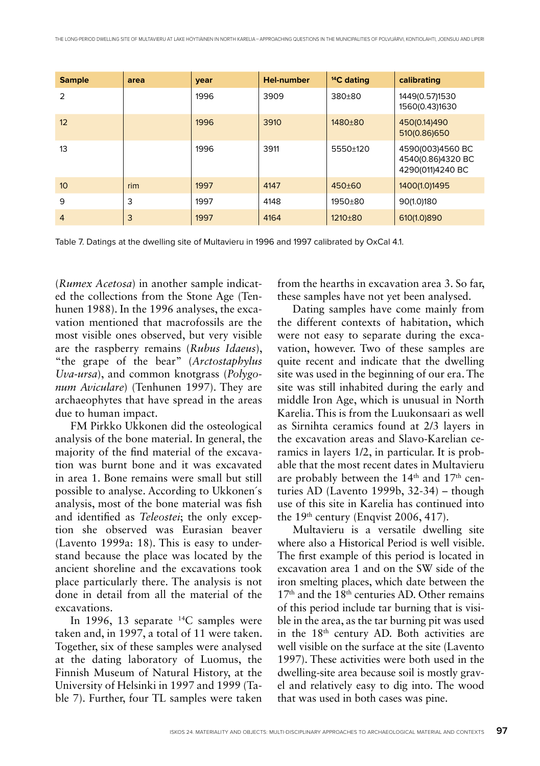| Sample | area | year | Hel-number | $^{14}C$ dating | calibrating |
|---|---|---|---|---|---|
| 2 | | 1996 | 3909 | 380±80 | 1449(0.57)1530 1560(0.43)1630 |
| 12 | | 1996 | 3910 | 1480±80 | 450(0.14)490 510(0.86)650 |
| 13 | | 1996 | 3911 | 5550±120 | 4590(003)4560 BC 4540(0.86)4320 BC 4290(011)4240 BC |
| 10 | rim | 1997 | 4147 | 450±60 | 1400(1.0)1495 |
| 9 | 3 | 1997 | 4148 | 1950±80 | 90(1.0)180 |
| 4 | 3 | 1997 | 4164 | 1210±80 | 610(1.0)890 |

Table 7. Datings at the dwelling site of Multavieru in 1996 and 1997 calibrated by OxCal 4.1.

(*Rumex Acetosa*) in another sample indicated the collections from the Stone Age (Tenhunen 1988). In the 1996 analyses, the excavation mentioned that macrofossils are the most visible ones observed, but very visible are the raspberry remains (*Rubus Idaeus*), "the grape of the bear" (*Arctostaphylus Uva-ursa*), and common knotgrass (*Polygonum Aviculare*) (Tenhunen 1997). They are archaeophytes that have spread in the areas due to human impact.

FM Pirkko Ukkonen did the osteological analysis of the bone material. In general, the majority of the find material of the excavation was burnt bone and it was excavated in area 1. Bone remains were small but still possible to analyse. According to Ukkonen´s analysis, most of the bone material was fish and identified as *Teleostei*; the only exception she observed was Eurasian beaver (Lavento 1999a: 18). This is easy to understand because the place was located by the ancient shoreline and the excavations took place particularly there. The analysis is not done in detail from all the material of the excavations.

In 1996, 13 separate $^{14}C$ samples were taken and, in 1997, a total of 11 were taken. Together, six of these samples were analysed at the dating laboratory of Luomus, the Finnish Museum of Natural History, at the University of Helsinki in 1997 and 1999 (Table 7). Further, four TL samples were taken from the hearths in excavation area 3. So far, these samples have not yet been analysed.

Dating samples have come mainly from the different contexts of habitation, which were not easy to separate during the excavation, however. Two of these samples are quite recent and indicate that the dwelling site was used in the beginning of our era. The site was still inhabited during the early and middle Iron Age, which is unusual in North Karelia. This is from the Luukonsaari as well as Sirnihta ceramics found at 2/3 layers in the excavation areas and Slavo-Karelian ceramics in layers 1/2, in particular. It is probable that the most recent dates in Multavieru are probably between the 14th and 17th centuries AD (Lavento 1999b, 32-34) – though use of this site in Karelia has continued into the 19th century (Enqvist 2006, 417).

Multavieru is a versatile dwelling site where also a Historical Period is well visible. The first example of this period is located in excavation area 1 and on the SW side of the iron smelting places, which date between the 17th and the 18th centuries AD. Other remains of this period include tar burning that is visible in the area, as the tar burning pit was used in the 18th century AD. Both activities are well visible on the surface at the site (Lavento 1997). These activities were both used in the dwelling-site area because soil is mostly gravel and relatively easy to dig into. The wood that was used in both cases was pine.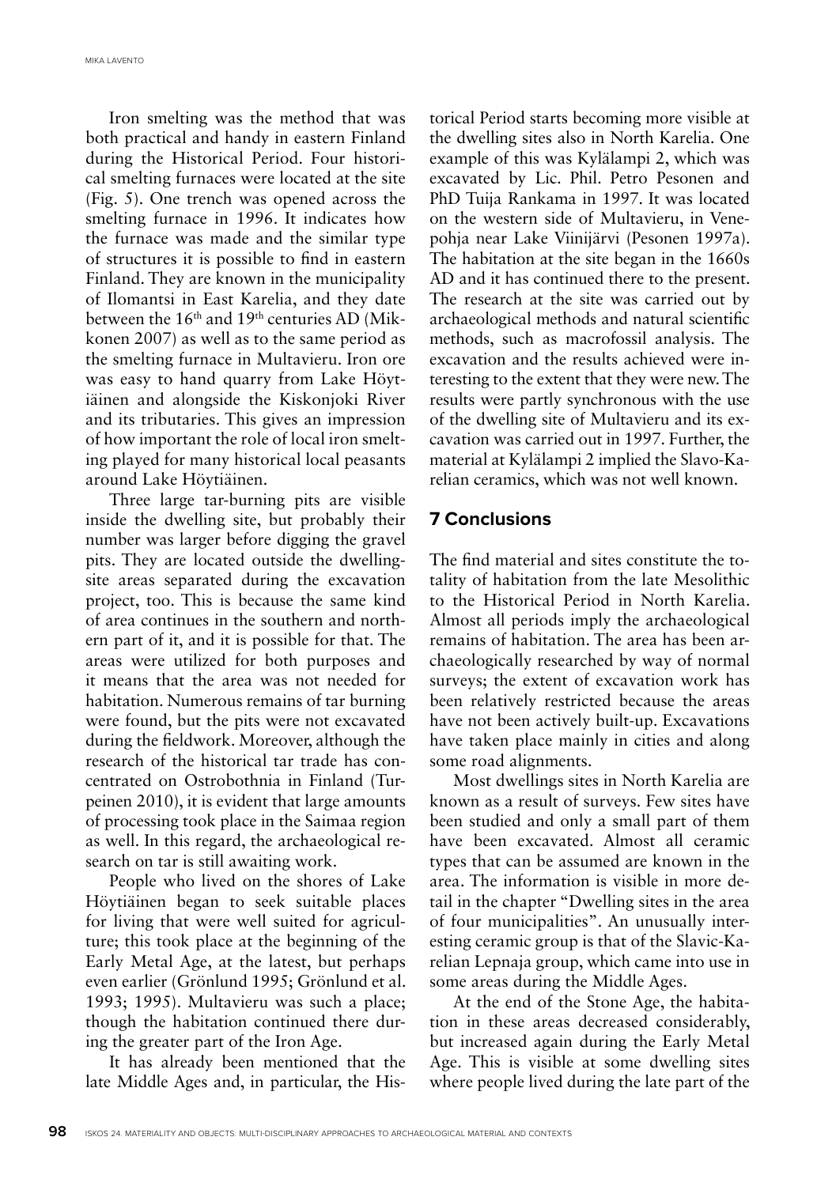Iron smelting was the method that was both practical and handy in eastern Finland during the Historical Period. Four historical smelting furnaces were located at the site (Fig. 5). One trench was opened across the smelting furnace in 1996. It indicates how the furnace was made and the similar type of structures it is possible to find in eastern Finland. They are known in the municipality of Ilomantsi in East Karelia, and they date between the 16th and 19th centuries AD (Mikkonen 2007) as well as to the same period as the smelting furnace in Multavieru. Iron ore was easy to hand quarry from Lake Höytiäinen and alongside the Kiskonjoki River and its tributaries. This gives an impression of how important the role of local iron smelting played for many historical local peasants around Lake Höytiäinen.

Three large tar-burning pits are visible inside the dwelling site, but probably their number was larger before digging the gravel pits. They are located outside the dwelling-site areas separated during the excavation project, too. This is because the same kind of area continues in the southern and northern part of it, and it is possible for that. The areas were utilized for both purposes and it means that the area was not needed for habitation. Numerous remains of tar burning were found, but the pits were not excavated during the fieldwork. Moreover, although the research of the historical tar trade has concentrated on Ostrobothnia in Finland (Turpeinen 2010), it is evident that large amounts of processing took place in the Saimaa region as well. In this regard, the archaeological research on tar is still awaiting work.

People who lived on the shores of Lake Höytiäinen began to seek suitable places for living that were well suited for agriculture; this took place at the beginning of the Early Metal Age, at the latest, but perhaps even earlier (Grönlund 1995; Grönlund et al. 1993; 1995). Multavieru was such a place; though the habitation continued there during the greater part of the Iron Age.

It has already been mentioned that the late Middle Ages and, in particular, the Historical Period starts becoming more visible at the dwelling sites also in North Karelia. One example of this was Kylälampi 2, which was excavated by Lic. Phil. Petro Pesonen and PhD Tuija Rankama in 1997. It was located on the western side of Multavieru, in Venepohja near Lake Viinijärvi (Pesonen 1997a). The habitation at the site began in the 1660s AD and it has continued there to the present. The research at the site was carried out by archaeological methods and natural scientific methods, such as macrofossil analysis. The excavation and the results achieved were interesting to the extent that they were new. The results were partly synchronous with the use of the dwelling site of Multavieru and its excavation was carried out in 1997. Further, the material at Kylälampi 2 implied the Slavo-Karelian ceramics, which was not well known.

## 7 Conclusions

The find material and sites constitute the totality of habitation from the late Mesolithic to the Historical Period in North Karelia. Almost all periods imply the archaeological remains of habitation. The area has been archaeologically researched by way of normal surveys; the extent of excavation work has been relatively restricted because the areas have not been actively built-up. Excavations have taken place mainly in cities and along some road alignments.

Most dwellings sites in North Karelia are known as a result of surveys. Few sites have been studied and only a small part of them have been excavated. Almost all ceramic types that can be assumed are known in the area. The information is visible in more detail in the chapter "Dwelling sites in the area of four municipalities". An unusually interesting ceramic group is that of the Slavic-Karelian Lepnaja group, which came into use in some areas during the Middle Ages.

At the end of the Stone Age, the habitation in these areas decreased considerably, but increased again during the Early Metal Age. This is visible at some dwelling sites where people lived during the late part of the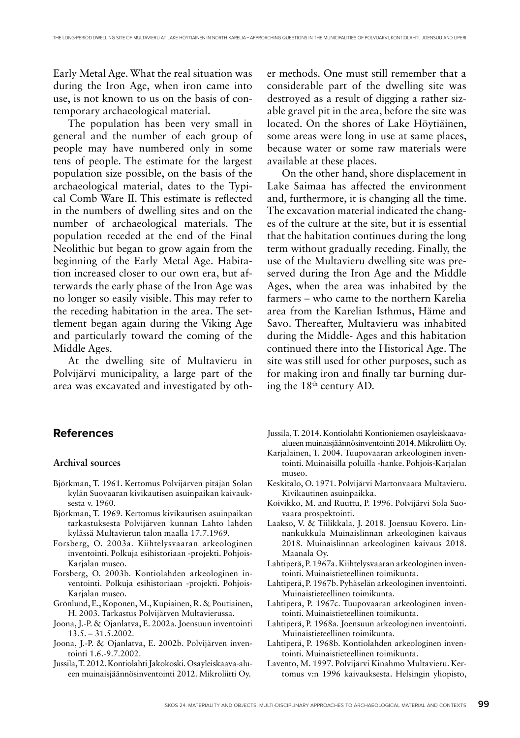Early Metal Age. What the real situation was during the Iron Age, when iron came into use, is not known to us on the basis of contemporary archaeological material.

The population has been very small in general and the number of each group of people may have numbered only in some tens of people. The estimate for the largest population size possible, on the basis of the archaeological material, dates to the Typical Comb Ware II. This estimate is reflected in the numbers of dwelling sites and on the number of archaeological materials. The population receded at the end of the Final Neolithic but began to grow again from the beginning of the Early Metal Age. Habitation increased closer to our own era, but afterwards the early phase of the Iron Age was no longer so easily visible. This may refer to the receding habitation in the area. The settlement began again during the Viking Age and particularly toward the coming of the Middle Ages.

At the dwelling site of Multavieru in Polvijärvi municipality, a large part of the area was excavated and investigated by other methods. One must still remember that a considerable part of the dwelling site was destroyed as a result of digging a rather sizable gravel pit in the area, before the site was located. On the shores of Lake Höytiäinen, some areas were long in use at same places, because water or some raw materials were available at these places.

On the other hand, shore displacement in Lake Saimaa has affected the environment and, furthermore, it is changing all the time. The excavation material indicated the changes of the culture at the site, but it is essential that the habitation continues during the long term without gradually receding. Finally, the use of the Multavieru dwelling site was preserved during the Iron Age and the Middle Ages, when the area was inhabited by the farmers – who came to the northern Karelia area from the Karelian Isthmus, Häme and Savo. Thereafter, Multavieru was inhabited during the Middle- Ages and this habitation continued there into the Historical Age. The site was still used for other purposes, such as for making iron and finally tar burning during the 18th century AD.

## References

### Archival sources

Björkman, T. 1961. Kertomus Polvijärven pitäjän Solan kylän Suovaaran kivikautisen asuinpaikan kaivauksesta v. 1960.

Björkman, T. 1969. Kertomus kivikautisen asuinpaikan tarkastuksesta Polvijärven kunnan Lahto lahden kylässä Multavierun talon maalla 17.7.1969.

Forsberg, O. 2003a. Kiihtelysvaaran arkeologinen inventointi. Polkuja esihistoriaan -projekti. Pohjois-Karjalan museo.

Forsberg, O. 2003b. Kontiolahden arkeologinen inventointi. Polkuja esihistoriaan -projekti. Pohjois-Karjalan museo.

Grönlund, E., Koponen, M., Kupiainen, R. & Poutiainen, H. 2003. Tarkastus Polvijärven Multavierussa.

Joona, J.-P. & Ojanlatva, E. 2002a. Joensuun inventointi 13.5. – 31.5.2002.

Joona, J.-P. & Ojanlatva, E. 2002b. Polvijärven inventointi 1.6.-9.7.2002.

Jussila, T. 2012. Kontiolahti Jakokoski. Osayleiskaava-alueen muinaisjäännösinventointi 2012. Mikroliitti Oy.

Jussila, T. 2014. Kontiolahti Kontioniemen osayleiskaava-alueen muinaisjäännösinventointi 2014. Mikroliitti Oy.

Karjalainen, T. 2004. Tuupovaaran arkeologinen inventointi. Muinaisilla poluilla -hanke. Pohjois-Karjalan museo.

Keskitalo, O. 1971. Polvijärvi Martonvaara Multavieru. Kivikautinen asuinpaikka.

Koivikko, M. and Ruuttu, P. 1996. Polvijärvi Sola Suovaara prospektointi.

Laakso, V. & Tiilikkala, J. 2018. Joensuu Kovero. Linnankukkula Muinaislinnan arkeologinen kaivaus 2018. Muinaislinnan arkeologinen kaivaus 2018. Maanala Oy.

Lahtiperä, P. 1967a. Kiihtelysvaaran arkeologinen inventointi. Muinaistieteellinen toimikunta.

Lahtiperä, P. 1967b. Pyhäselän arkeologinen inventointi. Muinaistieteellinen toimikunta.

Lahtiperä, P. 1967c. Tuupovaaran arkeologinen inventointi. Muinaistieteellinen toimikunta.

Lahtiperä, P. 1968a. Joensuun arkeologinen inventointi. Muinaistieteellinen toimikunta.

Lahtiperä, P. 1968b. Kontiolahden arkeologinen inventointi. Muinaistieteellinen toimikunta.

Lavento, M. 1997. Polvijärvi Kinahmo Multavieru. Kertomus v:n 1996 kaivauksesta. Helsingin yliopisto,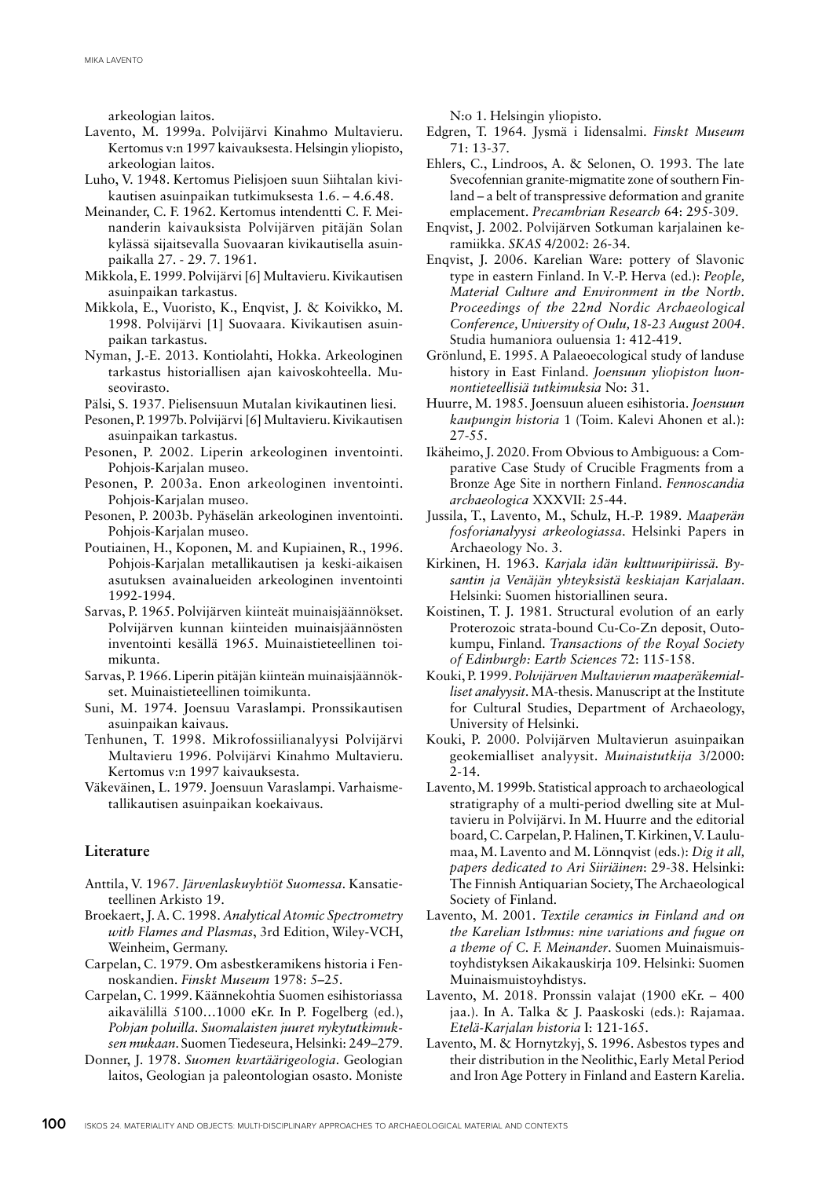arkeologian laitos.

Lavento, M. 1999a. Polvijärvi Kinahmo Multavieru. Kertomus v:n 1997 kaivauksesta. Helsingin yliopisto, arkeologian laitos.

Luho, V. 1948. Kertomus Pielisjoen suun Siihtalan kivikautisen asuinpaikan tutkimuksista 1.6. – 4.6.48.

Meinander, C. F. 1962. Kertomus intendentti C. F. Meinanderin kaivauksista Polvijärven pitäjän Solan kylässä sijaitsevalla Suovaaran kivikautisella asuinpaikalla 27. - 29. 7. 1961.

Mikkola, E. 1999. Polvijärvi [6] Multavieru. Kivikautisen asuinpaikan tarkastus.

Mikkola, E., Vuoristo, K., Enqvist, J. & Koivikko, M. 1998. Polvijärvi [1] Suovaara. Kivikautisen asuinpaikan tarkastus.

Nyman, J.-E. 2013. Kontiolahti, Hokka. Arkeologinen tarkastus historiallisen ajan kaivoskohteella. Museovirasto.

Pälsi, S. 1937. Pielisensuun Mutalan kivikautinen liesi.

Pesonen, P. 1997b. Polvijärvi [6] Multavieru. Kivikautisen asuinpaikan tarkastus.

Pesonen, P. 2002. Liperin arkeologinen inventointi. Pohjois-Karjalan museo.

Pesonen, P. 2003a. Enon arkeologinen inventointi. Pohjois-Karjalan museo.

Pesonen, P. 2003b. Pyhäselän arkeologinen inventointi. Pohjois-Karjalan museo.

Poutiainen, H., Koponen, M. and Kupiainen, R., 1996. Pohjois-Karjalan metallikautisen ja keski-aikaisen asutuksen avainalueiden arkeologinen inventointi 1992-1994.

Sarvas, P. 1965. Polvijärven kiinteät muinaisjäännökset. Polvijärven kunnan kiinteiden muinaisjäännösten inventointi kesällä 1965. Muinaistieteellinen toimikunta.

Sarvas, P. 1966. Liperin pitäjän kiinteän muinaisjäännökset. Muinaistieteellinen toimikunta.

Suni, M. 1974. Joensuu Varaslampi. Pronssikautisen asuinpaikan kaivaus.

Tenhunen, T. 1998. Mikrofossiilianalyysi Polvijärvi Multavieru 1996. Polvijärvi Kinahmo Multavieru. Kertomus v:n 1997 kaivauksesta.

Väkeväinen, L. 1979. Joensuun Varaslampi. Varhaismetallikautisen asuinpaikan koekaivaus.

## Literature

Anttila, V. 1967. *Järvenlaskuyhtiöt Suomessa*. Kansatieteellinen Arkisto 19.

Broekaert, J. A. C. 1998. *Analytical Atomic Spectrometry with Flames and Plasmas*, 3rd Edition, Wiley-VCH, Weinheim, Germany.

Carpelan, C. 1979. Om asbestkeramikens historia i Fennoskandien. *Finskt Museum* 1978: 5–25.

Carpelan, C. 1999. Käännekohtia Suomen esihistoriassa aikavälillä 5100…1000 eKr. In P. Fogelberg (ed.), *Pohjan poluilla. Suomalaisten juuret nykytutkimuksen mukaan*. Suomen Tiedeseura, Helsinki: 249–279.

Donner, J. 1978. *Suomen kvartäärigeologia*. Geologian laitos, Geologian ja paleontologian osasto. Moniste N:o 1. Helsingin yliopisto.

Edgren, T. 1964. Jysmä i Iidensalmi. *Finskt Museum* 71: 13-37.

Ehlers, C., Lindroos, A. & Selonen, O. 1993. The late Svecofennian granite-migmatite zone of southern Finland – a belt of transpressive deformation and granite emplacement. *Precambrian Research* 64: 295-309.

Enqvist, J. 2002. Polvijärven Sotkuman karjalainen keramiikka. *SKAS* 4/2002: 26-34.

Enqvist, J. 2006. Karelian Ware: pottery of Slavonic type in eastern Finland. In V.-P. Herva (ed.): *People, Material Culture and Environment in the North. Proceedings of the 22nd Nordic Archaeological Conference, University of Oulu, 18-23 August 2004*. Studia humaniora ouluensia 1: 412-419.

Grönlund, E. 1995. A Palaeoecological study of landuse history in East Finland. *Joensuun yliopiston luonnontieteellisiä tutkimuksia* No: 31.

Huurre, M. 1985. Joensuun alueen esihistoria. *Joensuun kaupungin historia* 1 (Toim. Kalevi Ahonen et al.): 27-55.

Ikäheimo, J. 2020. From Obvious to Ambiguous: a Comparative Case Study of Crucible Fragments from a Bronze Age Site in northern Finland. *Fennoscandia archaeologica* XXXVII: 25-44.

Jussila, T., Lavento, M., Schulz, H.-P. 1989. *Maaperän fosforianalyysi arkeologiassa*. Helsinki Papers in Archaeology No. 3.

Kirkinen, H. 1963. *Karjala idän kulttuuripiirissä. Bysantin ja Venäjän yhteyksistä keskiajan Karjalaan*. Helsinki: Suomen historiallinen seura.

Koistinen, T. J. 1981. Structural evolution of an early Proterozoic strata-bound Cu-Co-Zn deposit, Outokumpu, Finland. *Transactions of the Royal Society of Edinburgh: Earth Sciences* 72: 115-158.

Kouki, P. 1999. *Polvijärven Multavierun maaperäkemialliset analyysit*. MA-thesis. Manuscript at the Institute for Cultural Studies, Department of Archaeology, University of Helsinki.

Kouki, P. 2000. Polvijärven Multavierun asuinpaikan geokemialliset analyysit. *Muinaistutkija* 3/2000: 2-14.

Lavento, M. 1999b. Statistical approach to archaeological stratigraphy of a multi-period dwelling site at Multavieru in Polvijärvi. In M. Huurre and the editorial board, C. Carpelan, P. Halinen, T. Kirkinen, V. Laulumaa, M. Lavento and M. Lönnqvist (eds.): *Dig it all, papers dedicated to Ari Siiriäinen*: 29-38. Helsinki: The Finnish Antiquarian Society, The Archaeological Society of Finland.

Lavento, M. 2001. *Textile ceramics in Finland and on the Karelian Isthmus: nine variations and fugue on a theme of C. F. Meinander*. Suomen Muinaismuistoyhdistyksen Aikakauskirja 109. Helsinki: Suomen Muinaismuistoyhdistys.

Lavento, M. 2018. Pronssin valajat (1900 eKr. – 400 jaa.). In A. Talka & J. Paaskoski (eds.): Rajamaa. *Etelä-Karjalan historia* I: 121-165.

Lavento, M. & Hornytzkyj, S. 1996. Asbestos types and their distribution in the Neolithic, Early Metal Period and Iron Age Pottery in Finland and Eastern Karelia.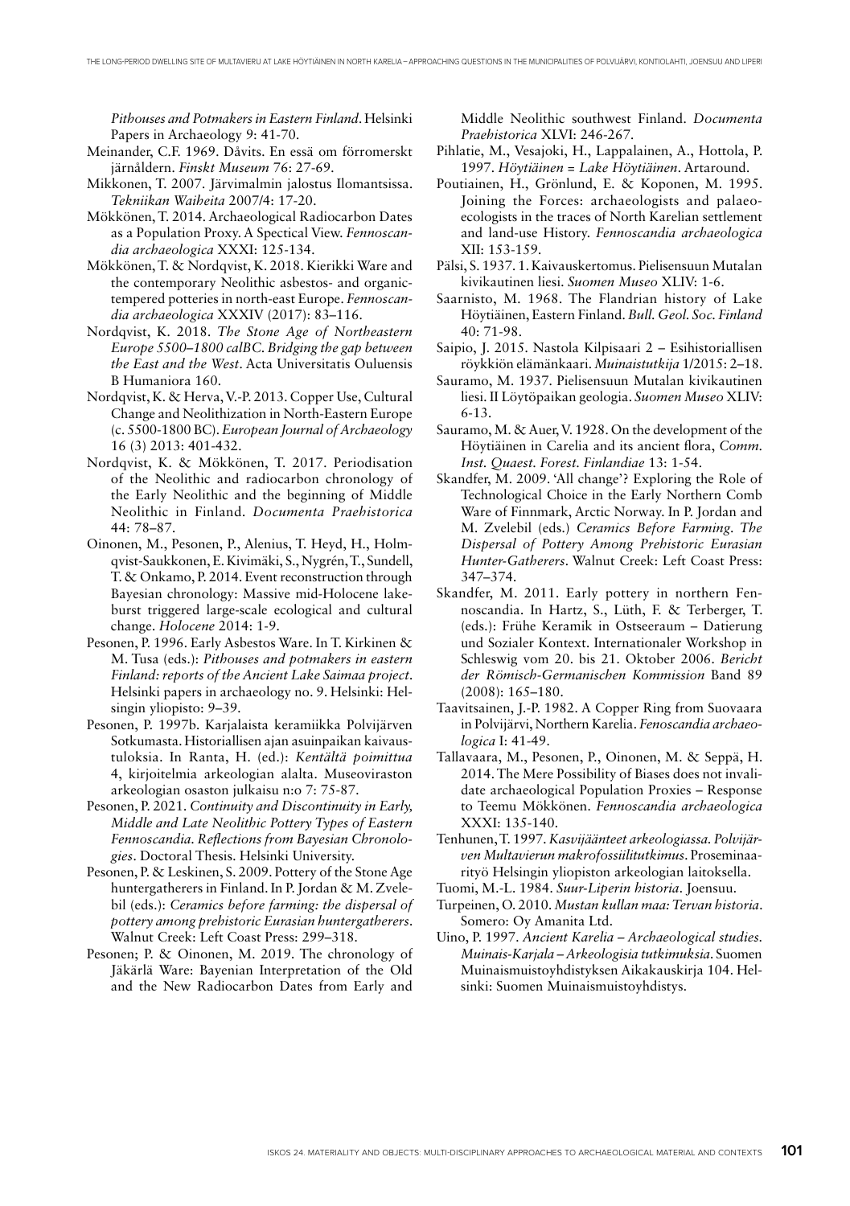*Pithouses and Potmakers in Eastern Finland*. Helsinki Papers in Archaeology 9: 41-70.

Meinander, C.F. 1969. Dåvits. En essä om förromerskt järnåldern. *Finskt Museum* 76: 27-69.

Mikkonen, T. 2007. Järvimalmin jalostus Ilomantsissa. *Tekniikan Waiheita* 2007/4: 17-20.

Mökkönen, T. 2014. Archaeological Radiocarbon Dates as a Population Proxy. A Spectical View. *Fennoscandia archaeologica* XXXI: 125-134.

Mökkönen, T. & Nordqvist, K. 2018. Kierikki Ware and the contemporary Neolithic asbestos- and organic-tempered potteries in north-east Europe. *Fennoscandia archaeologica* XXXIV (2017): 83–116.

Nordqvist, K. 2018. *The Stone Age of Northeastern Europe 5500–1800 calBC. Bridging the gap between the East and the West*. Acta Universitatis Ouluensis B Humaniora 160.

Nordqvist, K. & Herva, V.-P. 2013. Copper Use, Cultural Change and Neolithization in North-Eastern Europe (c. 5500-1800 BC). *European Journal of Archaeology* 16 (3) 2013: 401-432.

Nordqvist, K. & Mökkönen, T. 2017. Periodisation of the Neolithic and radiocarbon chronology of the Early Neolithic and the beginning of Middle Neolithic in Finland. *Documenta Praehistorica* 44: 78–87.

Oinonen, M., Pesonen, P., Alenius, T. Heyd, H., Holmqvist-Saukkonen, E. Kivimäki, S., Nygrén, T., Sundell, T. & Onkamo, P. 2014. Event reconstruction through Bayesian chronology: Massive mid-Holocene lakeburst triggered large-scale ecological and cultural change. *Holocene* 2014: 1-9.

Pesonen, P. 1996. Early Asbestos Ware. In T. Kirkinen & M. Tusa (eds.): *Pithouses and potmakers in eastern Finland: reports of the Ancient Lake Saimaa project*. Helsinki papers in archaeology no. 9. Helsinki: Helsingin yliopisto: 9–39.

Pesonen, P. 1997b. Karjalaista keramiikka Polvijärven Sotkumasta. Historiallisen ajan asuinpaikan kaivaustuloksia. In Ranta, H. (ed.): *Kentältä poimittua* 4, kirjoitelmia arkeologian alalta. Museoviraston arkeologian osaston julkaisu n:o 7: 75-87.

Pesonen, P. 2021. *Continuity and Discontinuity in Early, Middle and Late Neolithic Pottery Types of Eastern Fennoscandia. Reflections from Bayesian Chronologies*. Doctoral Thesis. Helsinki University.

Pesonen, P. & Leskinen, S. 2009. Pottery of the Stone Age huntergatherers in Finland. In P. Jordan & M. Zvelebil (eds.): *Ceramics before farming: the dispersal of pottery among prehistoric Eurasian huntergatherers*. Walnut Creek: Left Coast Press: 299–318.

Pesonen; P. & Oinonen, M. 2019. The chronology of Jäkärlä Ware: Bayenian Interpretation of the Old and the New Radiocarbon Dates from Early and Middle Neolithic southwest Finland. *Documenta Praehistorica* XLVI: 246-267.

Pihlatie, M., Vesajoki, H., Lappalainen, A., Hottola, P. 1997. *Höytiäinen = Lake Höytiäinen*. Artaround.

Poutiainen, H., Grönlund, E. & Koponen, M. 1995. Joining the Forces: archaeologists and palaeoecologists in the traces of North Karelian settlement and land-use History. *Fennoscandia archaeologica* XII: 153-159.

Pälsi, S. 1937. 1. Kaivauskertomus. Pielisensuun Mutalan kivikautinen liesi. *Suomen Museo* XLIV: 1-6.

Saarnisto, M. 1968. The Flandrian history of Lake Höytiäinen, Eastern Finland. *Bull. Geol. Soc. Finland* 40: 71-98.

Saipio, J. 2015. Nastola Kilpisaari 2 – Esihistoriallisen röykkiön elämänkaari. *Muinaistutkija* 1/2015: 2–18.

Sauramo, M. 1937. Pielisensuun Mutalan kivikautinen liesi. II Löytöpaikan geologia. *Suomen Museo* XLIV: 6-13.

Sauramo, M. & Auer, V. 1928. On the development of the Höytiäinen in Carelia and its ancient flora, *Comm. Inst. Quaest. Forest. Finlandiae* 13: 1-54.

Skandfer, M. 2009. 'All change'? Exploring the Role of Technological Choice in the Early Northern Comb Ware of Finnmark, Arctic Norway. In P. Jordan and M. Zvelebil (eds.) *Ceramics Before Farming. The Dispersal of Pottery Among Prehistoric Eurasian Hunter-Gatherers*. Walnut Creek: Left Coast Press: 347–374.

Skandfer, M. 2011. Early pottery in northern Fennoscandia. In Hartz, S., Lüth, F. & Terberger, T. (eds.): Frühe Keramik in Ostseeraum – Datierung und Sozialer Kontext. Internationaler Workshop in Schleswig vom 20. bis 21. Oktober 2006. *Bericht der Römisch-Germanischen Kommission* Band 89 (2008): 165–180.

Taavitsainen, J.-P. 1982. A Copper Ring from Suovaara in Polvijärvi, Northern Karelia. *Fenoscandia archaeologica* I: 41-49.

Tallavaara, M., Pesonen, P., Oinonen, M. & Seppä, H. 2014. The Mere Possibility of Biases does not invalidate archaeological Population Proxies – Response to Teemu Mökkönen. *Fennoscandia archaeologica* XXXI: 135-140.

Tenhunen, T. 1997. *Kasvijäänteet arkeologiassa. Polvijärven Multavierun makrofossiilitutkimus*. Proseminaarityö Helsingin yliopiston arkeologian laitoksella.

Tuomi, M.-L. 1984. *Suur-Liperin historia*. Joensuu.

Turpeinen, O. 2010. *Mustan kullan maa: Tervan historia*. Somero: Oy Amanita Ltd.

Uino, P. 1997. *Ancient Karelia – Archaeological studies. Muinais-Karjala – Arkeologisia tutkimuksia*. Suomen Muinaismuistoyhdistyksen Aikakauskirja 104. Helsinki: Suomen Muinaismuistoyhdistys.